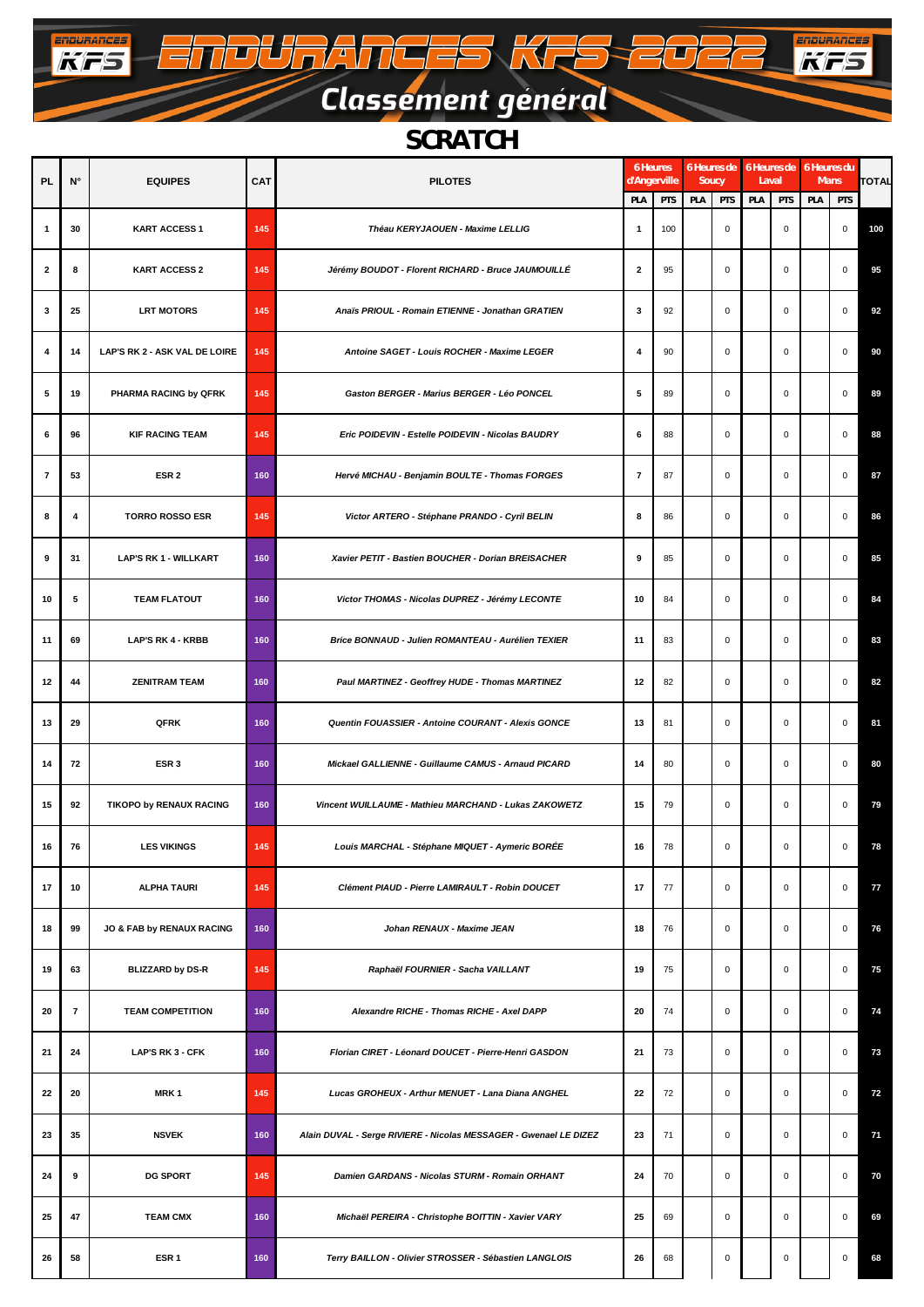# ENDURANCES KFS 2022

## Classement général

### SCRATCH

| PL | N° | EQUIPES | CAT | PILOTES | 6 Heures d'Angerville | | 6 Heures de Soucy | | 6 Heures de Laval | | 6 Heures du Mans | | TOTAL |
|---|---|---|---|---|---|---|---|---|---|---|---|---|---|
| | | | | | PLA | PTS | PLA | PTS | PLA | PTS | PLA | PTS | |
| 1 | 30 | KART ACCESS 1 | 145 | *Théau KERYJAOUEN - Maxime LELLIG* | 1 | 100 | | 0 | | 0 | | 0 | 100 |
| 2 | 8 | KART ACCESS 2 | 145 | *Jérémy BOUDOT - Florent RICHARD - Bruce JAUMOUILLÉ* | 2 | 95 | | 0 | | 0 | | 0 | 95 |
| 3 | 25 | LRT MOTORS | 145 | *Anaïs PRIOUL - Romain ETIENNE - Jonathan GRATIEN* | 3 | 92 | | 0 | | 0 | | 0 | 92 |
| 4 | 14 | LAP'S RK 2 - ASK VAL DE LOIRE | 145 | *Antoine SAGET - Louis ROCHER - Maxime LEGER* | 4 | 90 | | 0 | | 0 | | 0 | 90 |
| 5 | 19 | PHARMA RACING by QFRK | 145 | *Gaston BERGER - Marius BERGER - Léo PONCEL* | 5 | 89 | | 0 | | 0 | | 0 | 89 |
| 6 | 96 | KIF RACING TEAM | 145 | *Eric POIDEVIN - Estelle POIDEVIN - Nicolas BAUDRY* | 6 | 88 | | 0 | | 0 | | 0 | 88 |
| 7 | 53 | ESR 2 | 160 | *Hervé MICHAU - Benjamin BOULTE - Thomas FORGES* | 7 | 87 | | 0 | | 0 | | 0 | 87 |
| 8 | 4 | TORRO ROSSO ESR | 145 | *Victor ARTERO - Stéphane PRANDO - Cyril BELIN* | 8 | 86 | | 0 | | 0 | | 0 | 86 |
| 9 | 31 | LAP'S RK 1 - WILLKART | 160 | *Xavier PETIT - Bastien BOUCHER - Dorian BREISACHER* | 9 | 85 | | 0 | | 0 | | 0 | 85 |
| 10 | 5 | TEAM FLATOUT | 160 | *Victor THOMAS - Nicolas DUPREZ - Jérémy LECONTE* | 10 | 84 | | 0 | | 0 | | 0 | 84 |
| 11 | 69 | LAP'S RK 4 - KRBB | 160 | *Brice BONNAUD - Julien ROMANTEAU - Aurélien TEXIER* | 11 | 83 | | 0 | | 0 | | 0 | 83 |
| 12 | 44 | ZENITRAM TEAM | 160 | *Paul MARTINEZ - Geoffrey HUDE - Thomas MARTINEZ* | 12 | 82 | | 0 | | 0 | | 0 | 82 |
| 13 | 29 | QFRK | 160 | *Quentin FOUASSIER - Antoine COURANT - Alexis GONCE* | 13 | 81 | | 0 | | 0 | | 0 | 81 |
| 14 | 72 | ESR 3 | 160 | *Mickael GALLIENNE - Guillaume CAMUS - Arnaud PICARD* | 14 | 80 | | 0 | | 0 | | 0 | 80 |
| 15 | 92 | TIKOPO by RENAUX RACING | 160 | *Vincent WUILLAUME - Mathieu MARCHAND - Lukas ZAKOWETZ* | 15 | 79 | | 0 | | 0 | | 0 | 79 |
| 16 | 76 | LES VIKINGS | 145 | *Louis MARCHAL - Stéphane MIQUET - Aymeric BORÉE* | 16 | 78 | | 0 | | 0 | | 0 | 78 |
| 17 | 10 | ALPHA TAURI | 145 | *Clément PIAUD - Pierre LAMIRAULT - Robin DOUCET* | 17 | 77 | | 0 | | 0 | | 0 | 77 |
| 18 | 99 | JO & FAB by RENAUX RACING | 160 | *Johan RENAUX - Maxime JEAN* | 18 | 76 | | 0 | | 0 | | 0 | 76 |
| 19 | 63 | BLIZZARD by DS-R | 145 | *Raphaël FOURNIER - Sacha VAILLANT* | 19 | 75 | | 0 | | 0 | | 0 | 75 |
| 20 | 7 | TEAM COMPETITION | 160 | *Alexandre RICHE - Thomas RICHE - Axel DAPP* | 20 | 74 | | 0 | | 0 | | 0 | 74 |
| 21 | 24 | LAP'S RK 3 - CFK | 160 | *Florian CIRET - Léonard DOUCET - Pierre-Henri GASDON* | 21 | 73 | | 0 | | 0 | | 0 | 73 |
| 22 | 20 | MRK 1 | 145 | *Lucas GROHEUX - Arthur MENUET - Lana Diana ANGHEL* | 22 | 72 | | 0 | | 0 | | 0 | 72 |
| 23 | 35 | NSVEK | 160 | *Alain DUVAL - Serge RIVIERE - Nicolas MESSAGER - Gwenael LE DIZEZ* | 23 | 71 | | 0 | | 0 | | 0 | 71 |
| 24 | 9 | DG SPORT | 145 | *Damien GARDANS - Nicolas STURM - Romain ORHANT* | 24 | 70 | | 0 | | 0 | | 0 | 70 |
| 25 | 47 | TEAM CMX | 160 | *Michaël PEREIRA - Christophe BOITTIN - Xavier VARY* | 25 | 69 | | 0 | | 0 | | 0 | 69 |
| 26 | 58 | ESR 1 | 160 | *Terry BAILLON - Olivier STROSSER - Sébastien LANGLOIS* | 26 | 68 | | 0 | | 0 | | 0 | 68 |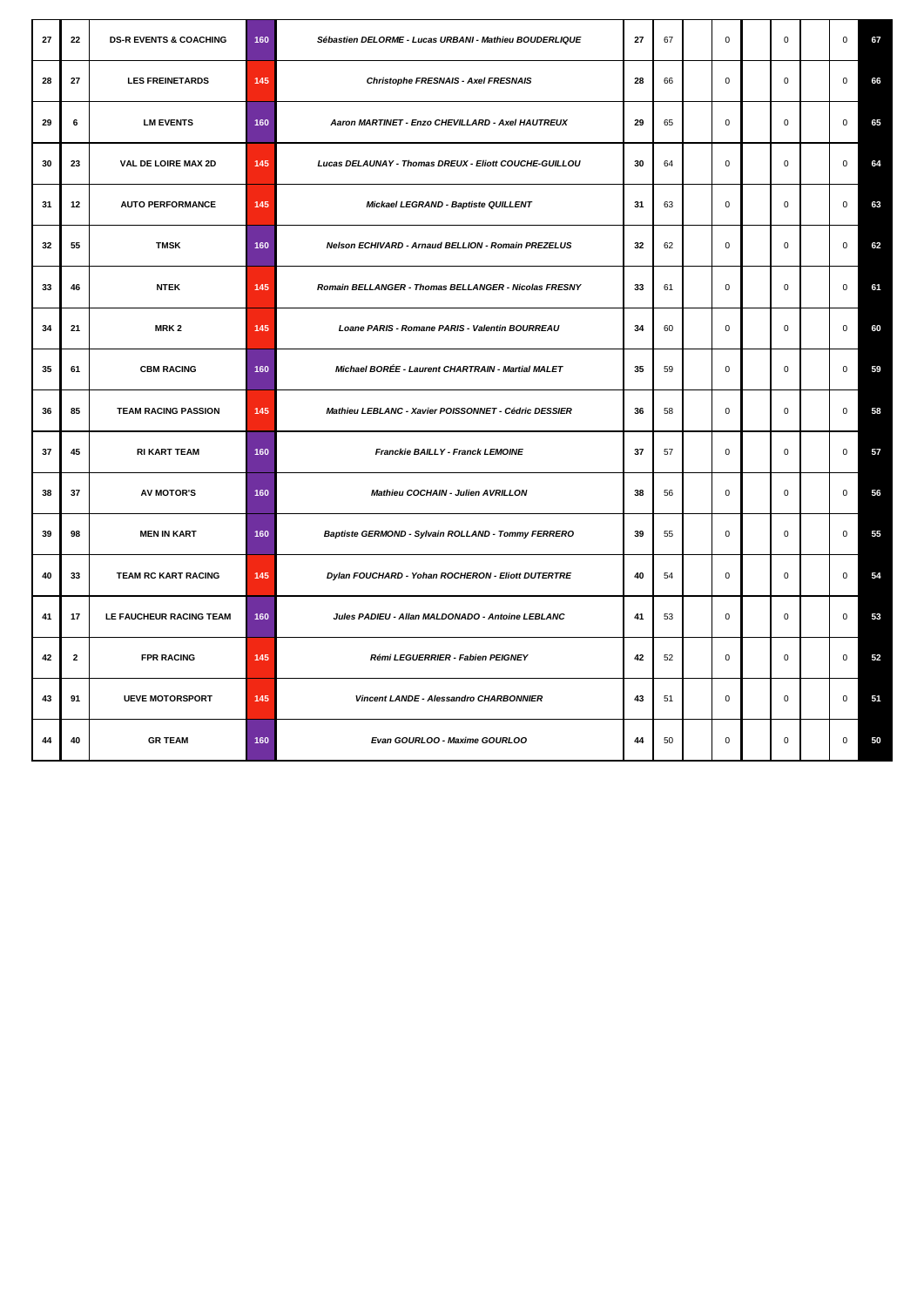| 27 | 22 | DS-R EVENTS & COACHING | 160 | *Sébastien DELORME - Lucas URBANI - Mathieu BOUDERLIQUE* | 27 | 67 | | 0 | | 0 | | 0 | 67 |
|---|---|---|---|---|---|---|---|---|---|---|---|---|---|
| 28 | 27 | LES FREINETARDS | 145 | *Christophe FRESNAIS - Axel FRESNAIS* | 28 | 66 | | 0 | | 0 | | 0 | 66 |
| 29 | 6 | LM EVENTS | 160 | *Aaron MARTINET - Enzo CHEVILLARD - Axel HAUTREUX* | 29 | 65 | | 0 | | 0 | | 0 | 65 |
| 30 | 23 | VAL DE LOIRE MAX 2D | 145 | *Lucas DELAUNAY - Thomas DREUX - Eliott COUCHE-GUILLOU* | 30 | 64 | | 0 | | 0 | | 0 | 64 |
| 31 | 12 | AUTO PERFORMANCE | 145 | *Mickael LEGRAND - Baptiste QUILLENT* | 31 | 63 | | 0 | | 0 | | 0 | 63 |
| 32 | 55 | TMSK | 160 | *Nelson ECHIVARD - Arnaud BELLION - Romain PREZELUS* | 32 | 62 | | 0 | | 0 | | 0 | 62 |
| 33 | 46 | NTEK | 145 | *Romain BELLANGER - Thomas BELLANGER - Nicolas FRESNY* | 33 | 61 | | 0 | | 0 | | 0 | 61 |
| 34 | 21 | MRK 2 | 145 | *Loane PARIS - Romane PARIS - Valentin BOURREAU* | 34 | 60 | | 0 | | 0 | | 0 | 60 |
| 35 | 61 | CBM RACING | 160 | *Michael BORÉE - Laurent CHARTRAIN - Martial MALET* | 35 | 59 | | 0 | | 0 | | 0 | 59 |
| 36 | 85 | TEAM RACING PASSION | 145 | *Mathieu LEBLANC - Xavier POISSONNET - Cédric DESSIER* | 36 | 58 | | 0 | | 0 | | 0 | 58 |
| 37 | 45 | RI KART TEAM | 160 | *Franckie BAILLY - Franck LEMOINE* | 37 | 57 | | 0 | | 0 | | 0 | 57 |
| 38 | 37 | AV MOTOR'S | 160 | *Mathieu COCHAIN - Julien AVRILLON* | 38 | 56 | | 0 | | 0 | | 0 | 56 |
| 39 | 98 | MEN IN KART | 160 | *Baptiste GERMOND - Sylvain ROLLAND - Tommy FERRERO* | 39 | 55 | | 0 | | 0 | | 0 | 55 |
| 40 | 33 | TEAM RC KART RACING | 145 | *Dylan FOUCHARD - Yohan ROCHERON - Eliott DUTERTRE* | 40 | 54 | | 0 | | 0 | | 0 | 54 |
| 41 | 17 | LE FAUCHEUR RACING TEAM | 160 | *Jules PADIEU - Allan MALDONADO - Antoine LEBLANC* | 41 | 53 | | 0 | | 0 | | 0 | 53 |
| 42 | 2 | FPR RACING | 145 | *Rémi LEGUERRIER - Fabien PEIGNEY* | 42 | 52 | | 0 | | 0 | | 0 | 52 |
| 43 | 91 | UEVE MOTORSPORT | 145 | *Vincent LANDE - Alessandro CHARBONNIER* | 43 | 51 | | 0 | | 0 | | 0 | 51 |
| 44 | 40 | GR TEAM | 160 | *Evan GOURLOO - Maxime GOURLOO* | 44 | 50 | | 0 | | 0 | | 0 | 50 |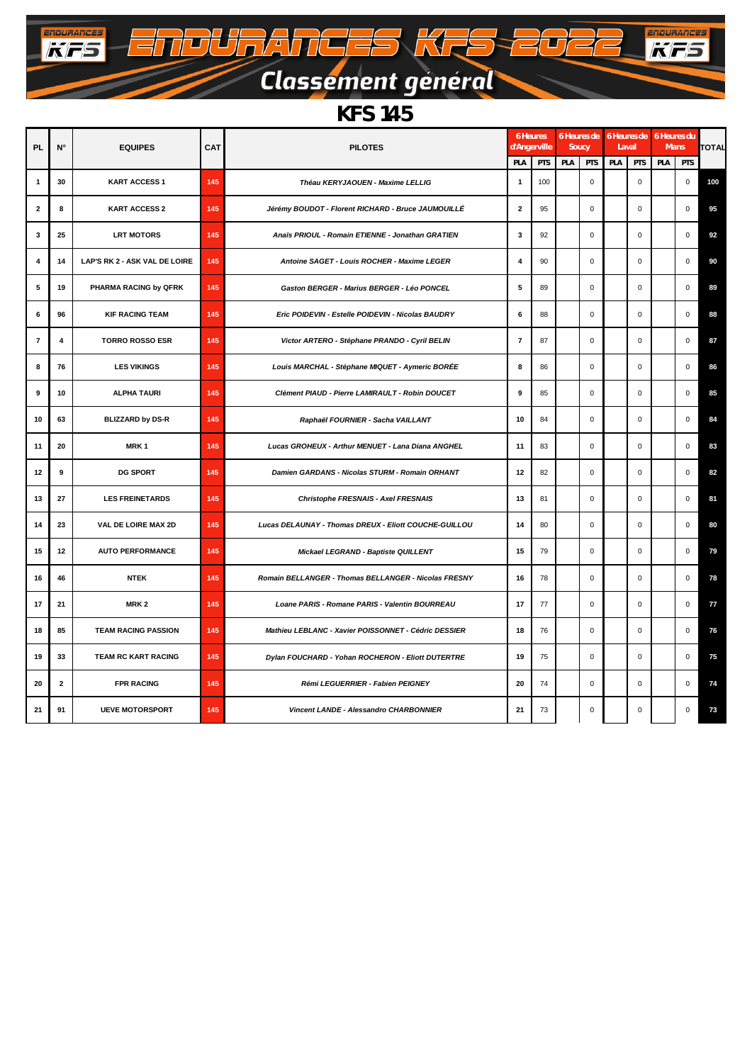# ENDURANCES KFS 2022

## Classement général

### KFS 145

| PL | N° | EQUIPES | CAT | PILOTES | 6 Heures d'Angerville | | 6 Heures de Soucy | | 6 Heures de Laval | | 6 Heures du Mans | | TOTAL |
|---|---|---|---|---|---|---|---|---|---|---|---|---|---|
| | | | | | PLA | PTS | PLA | PTS | PLA | PTS | PLA | PTS | |
| 1 | 30 | KART ACCESS 1 | 145 | *Théau KERYJAOUEN - Maxime LELLIG* | 1 | 100 | | 0 | | 0 | | 0 | 100 |
| 2 | 8 | KART ACCESS 2 | 145 | *Jérémy BOUDOT - Florent RICHARD - Bruce JAUMOUILLÉ* | 2 | 95 | | 0 | | 0 | | 0 | 95 |
| 3 | 25 | LRT MOTORS | 145 | *Anaïs PRIOUL - Romain ETIENNE - Jonathan GRATIEN* | 3 | 92 | | 0 | | 0 | | 0 | 92 |
| 4 | 14 | LAP'S RK 2 - ASK VAL DE LOIRE | 145 | *Antoine SAGET - Louis ROCHER - Maxime LEGER* | 4 | 90 | | 0 | | 0 | | 0 | 90 |
| 5 | 19 | PHARMA RACING by QFRK | 145 | *Gaston BERGER - Marius BERGER - Léo PONCEL* | 5 | 89 | | 0 | | 0 | | 0 | 89 |
| 6 | 96 | KIF RACING TEAM | 145 | *Eric POIDEVIN - Estelle POIDEVIN - Nicolas BAUDRY* | 6 | 88 | | 0 | | 0 | | 0 | 88 |
| 7 | 4 | TORRO ROSSO ESR | 145 | *Victor ARTERO - Stéphane PRANDO - Cyril BELIN* | 7 | 87 | | 0 | | 0 | | 0 | 87 |
| 8 | 76 | LES VIKINGS | 145 | *Louis MARCHAL - Stéphane MIQUET - Aymeric BORÉE* | 8 | 86 | | 0 | | 0 | | 0 | 86 |
| 9 | 10 | ALPHA TAURI | 145 | *Clément PIAUD - Pierre LAMIRAULT - Robin DOUCET* | 9 | 85 | | 0 | | 0 | | 0 | 85 |
| 10 | 63 | BLIZZARD by DS-R | 145 | *Raphaël FOURNIER - Sacha VAILLANT* | 10 | 84 | | 0 | | 0 | | 0 | 84 |
| 11 | 20 | MRK 1 | 145 | *Lucas GROHEUX - Arthur MENUET - Lana Diana ANGHEL* | 11 | 83 | | 0 | | 0 | | 0 | 83 |
| 12 | 9 | DG SPORT | 145 | *Damien GARDANS - Nicolas STURM - Romain ORHANT* | 12 | 82 | | 0 | | 0 | | 0 | 82 |
| 13 | 27 | LES FREINETARDS | 145 | *Christophe FRESNAIS - Axel FRESNAIS* | 13 | 81 | | 0 | | 0 | | 0 | 81 |
| 14 | 23 | VAL DE LOIRE MAX 2D | 145 | *Lucas DELAUNAY - Thomas DREUX - Eliott COUCHE-GUILLOU* | 14 | 80 | | 0 | | 0 | | 0 | 80 |
| 15 | 12 | AUTO PERFORMANCE | 145 | *Mickael LEGRAND - Baptiste QUILLENT* | 15 | 79 | | 0 | | 0 | | 0 | 79 |
| 16 | 46 | NTEK | 145 | *Romain BELLANGER - Thomas BELLANGER - Nicolas FRESNY* | 16 | 78 | | 0 | | 0 | | 0 | 78 |
| 17 | 21 | MRK 2 | 145 | *Loane PARIS - Romane PARIS - Valentin BOURREAU* | 17 | 77 | | 0 | | 0 | | 0 | 77 |
| 18 | 85 | TEAM RACING PASSION | 145 | *Mathieu LEBLANC - Xavier POISSONNET - Cédric DESSIER* | 18 | 76 | | 0 | | 0 | | 0 | 76 |
| 19 | 33 | TEAM RC KART RACING | 145 | *Dylan FOUCHARD - Yohan ROCHERON - Eliott DUTERTRE* | 19 | 75 | | 0 | | 0 | | 0 | 75 |
| 20 | 2 | FPR RACING | 145 | *Rémi LEGUERRIER - Fabien PEIGNEY* | 20 | 74 | | 0 | | 0 | | 0 | 74 |
| 21 | 91 | UEVE MOTORSPORT | 145 | *Vincent LANDE - Alessandro CHARBONNIER* | 21 | 73 | | 0 | | 0 | | 0 | 73 |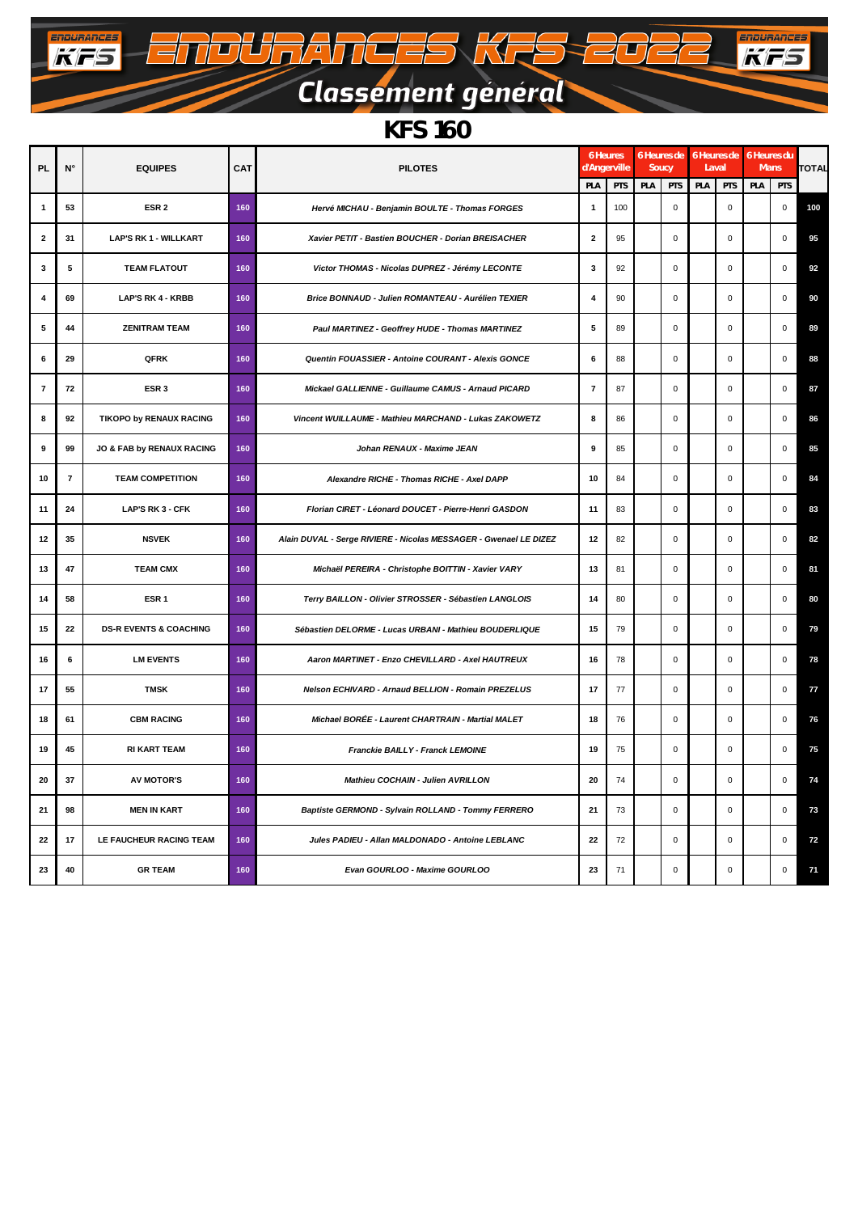# ENDURANCES KFS 2022

## Classement général

### KFS 160

| PL | N° | EQUIPES | CAT | PILOTES | 6 Heures d'Angerville | | 6 Heures de Soucy | | 6 Heures de Laval | | 6 Heures du Mans | | TOTAL |
|---|---|---|---|---|---|---|---|---|---|---|---|---|---|
| | | | | | PLA | PTS | PLA | PTS | PLA | PTS | PLA | PTS | |
| 1 | 53 | ESR 2 | 160 | *Hervé MICHAU - Benjamin BOULTE - Thomas FORGES* | 1 | 100 | | 0 | | 0 | | 0 | 100 |
| 2 | 31 | LAP'S RK 1 - WILLKART | 160 | *Xavier PETIT - Bastien BOUCHER - Dorian BREISACHER* | 2 | 95 | | 0 | | 0 | | 0 | 95 |
| 3 | 5 | TEAM FLATOUT | 160 | *Victor THOMAS - Nicolas DUPREZ - Jérémy LECONTE* | 3 | 92 | | 0 | | 0 | | 0 | 92 |
| 4 | 69 | LAP'S RK 4 - KRBB | 160 | *Brice BONNAUD - Julien ROMANTEAU - Aurélien TEXIER* | 4 | 90 | | 0 | | 0 | | 0 | 90 |
| 5 | 44 | ZENITRAM TEAM | 160 | *Paul MARTINEZ - Geoffrey HUDE - Thomas MARTINEZ* | 5 | 89 | | 0 | | 0 | | 0 | 89 |
| 6 | 29 | QFRK | 160 | *Quentin FOUASSIER - Antoine COURANT - Alexis GONCE* | 6 | 88 | | 0 | | 0 | | 0 | 88 |
| 7 | 72 | ESR 3 | 160 | *Mickael GALLIENNE - Guillaume CAMUS - Arnaud PICARD* | 7 | 87 | | 0 | | 0 | | 0 | 87 |
| 8 | 92 | TIKOPO by RENAUX RACING | 160 | *Vincent WUILLAUME - Mathieu MARCHAND - Lukas ZAKOWETZ* | 8 | 86 | | 0 | | 0 | | 0 | 86 |
| 9 | 99 | JO & FAB by RENAUX RACING | 160 | *Johan RENAUX - Maxime JEAN* | 9 | 85 | | 0 | | 0 | | 0 | 85 |
| 10 | 7 | TEAM COMPETITION | 160 | *Alexandre RICHE - Thomas RICHE - Axel DAPP* | 10 | 84 | | 0 | | 0 | | 0 | 84 |
| 11 | 24 | LAP'S RK 3 - CFK | 160 | *Florian CIRET - Léonard DOUCET - Pierre-Henri GASDON* | 11 | 83 | | 0 | | 0 | | 0 | 83 |
| 12 | 35 | NSVEK | 160 | *Alain DUVAL - Serge RIVIERE - Nicolas MESSAGER - Gwenael LE DIZEZ* | 12 | 82 | | 0 | | 0 | | 0 | 82 |
| 13 | 47 | TEAM CMX | 160 | *Michaël PEREIRA - Christophe BOITTIN - Xavier VARY* | 13 | 81 | | 0 | | 0 | | 0 | 81 |
| 14 | 58 | ESR 1 | 160 | *Terry BAILLON - Olivier STROSSER - Sébastien LANGLOIS* | 14 | 80 | | 0 | | 0 | | 0 | 80 |
| 15 | 22 | DS-R EVENTS & COACHING | 160 | *Sébastien DELORME - Lucas URBANI - Mathieu BOUDERLIQUE* | 15 | 79 | | 0 | | 0 | | 0 | 79 |
| 16 | 6 | LM EVENTS | 160 | *Aaron MARTINET - Enzo CHEVILLARD - Axel HAUTREUX* | 16 | 78 | | 0 | | 0 | | 0 | 78 |
| 17 | 55 | TMSK | 160 | *Nelson ECHIVARD - Arnaud BELLION - Romain PREZELUS* | 17 | 77 | | 0 | | 0 | | 0 | 77 |
| 18 | 61 | CBM RACING | 160 | *Michael BORÉE - Laurent CHARTRAIN - Martial MALET* | 18 | 76 | | 0 | | 0 | | 0 | 76 |
| 19 | 45 | RI KART TEAM | 160 | *Franckie BAILLY - Franck LEMOINE* | 19 | 75 | | 0 | | 0 | | 0 | 75 |
| 20 | 37 | AV MOTOR'S | 160 | *Mathieu COCHAIN - Julien AVRILLON* | 20 | 74 | | 0 | | 0 | | 0 | 74 |
| 21 | 98 | MEN IN KART | 160 | *Baptiste GERMOND - Sylvain ROLLAND - Tommy FERRERO* | 21 | 73 | | 0 | | 0 | | 0 | 73 |
| 22 | 17 | LE FAUCHEUR RACING TEAM | 160 | *Jules PADIEU - Allan MALDONADO - Antoine LEBLANC* | 22 | 72 | | 0 | | 0 | | 0 | 72 |
| 23 | 40 | GR TEAM | 160 | *Evan GOURLOO - Maxime GOURLOO* | 23 | 71 | | 0 | | 0 | | 0 | 71 |